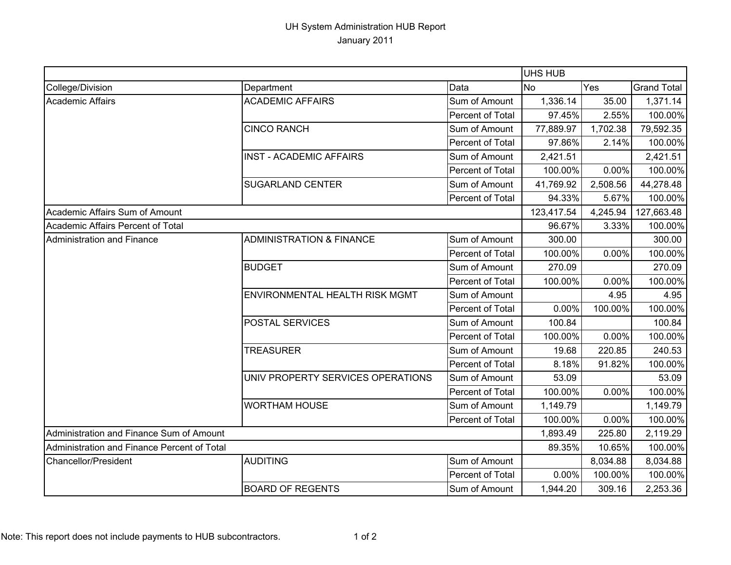# UH System Administration HUB Report

January 2011

| | | | UHS HUB | | |
|---|---|---|---|---|---|
| College/Division | Department | Data | No | Yes | Grand Total |
| Academic Affairs | ACADEMIC AFFAIRS | Sum of Amount | 1,336.14 | 35.00 | 1,371.14 |
| | | Percent of Total | 97.45% | 2.55% | 100.00% |
| | CINCO RANCH | Sum of Amount | 77,889.97 | 1,702.38 | 79,592.35 |
| | | Percent of Total | 97.86% | 2.14% | 100.00% |
| | INST - ACADEMIC AFFAIRS | Sum of Amount | 2,421.51 | | 2,421.51 |
| | | Percent of Total | 100.00% | 0.00% | 100.00% |
| | SUGARLAND CENTER | Sum of Amount | 41,769.92 | 2,508.56 | 44,278.48 |
| | | Percent of Total | 94.33% | 5.67% | 100.00% |
| Academic Affairs Sum of Amount | | | 123,417.54 | 4,245.94 | 127,663.48 |
| Academic Affairs Percent of Total | | | 96.67% | 3.33% | 100.00% |
| Administration and Finance | ADMINISTRATION & FINANCE | Sum of Amount | 300.00 | | 300.00 |
| | | Percent of Total | 100.00% | 0.00% | 100.00% |
| | BUDGET | Sum of Amount | 270.09 | | 270.09 |
| | | Percent of Total | 100.00% | 0.00% | 100.00% |
| | ENVIRONMENTAL HEALTH RISK MGMT | Sum of Amount | | 4.95 | 4.95 |
| | | Percent of Total | 0.00% | 100.00% | 100.00% |
| | POSTAL SERVICES | Sum of Amount | 100.84 | | 100.84 |
| | | Percent of Total | 100.00% | 0.00% | 100.00% |
| | TREASURER | Sum of Amount | 19.68 | 220.85 | 240.53 |
| | | Percent of Total | 8.18% | 91.82% | 100.00% |
| | UNIV PROPERTY SERVICES OPERATIONS | Sum of Amount | 53.09 | | 53.09 |
| | | Percent of Total | 100.00% | 0.00% | 100.00% |
| | WORTHAM HOUSE | Sum of Amount | 1,149.79 | | 1,149.79 |
| | | Percent of Total | 100.00% | 0.00% | 100.00% |
| Administration and Finance Sum of Amount | | | 1,893.49 | 225.80 | 2,119.29 |
| Administration and Finance Percent of Total | | | 89.35% | 10.65% | 100.00% |
| Chancellor/President | AUDITING | Sum of Amount | | 8,034.88 | 8,034.88 |
| | | Percent of Total | 0.00% | 100.00% | 100.00% |
| | BOARD OF REGENTS | Sum of Amount | 1,944.20 | 309.16 | 2,253.36 |

Note: This report does not include payments to HUB subcontractors.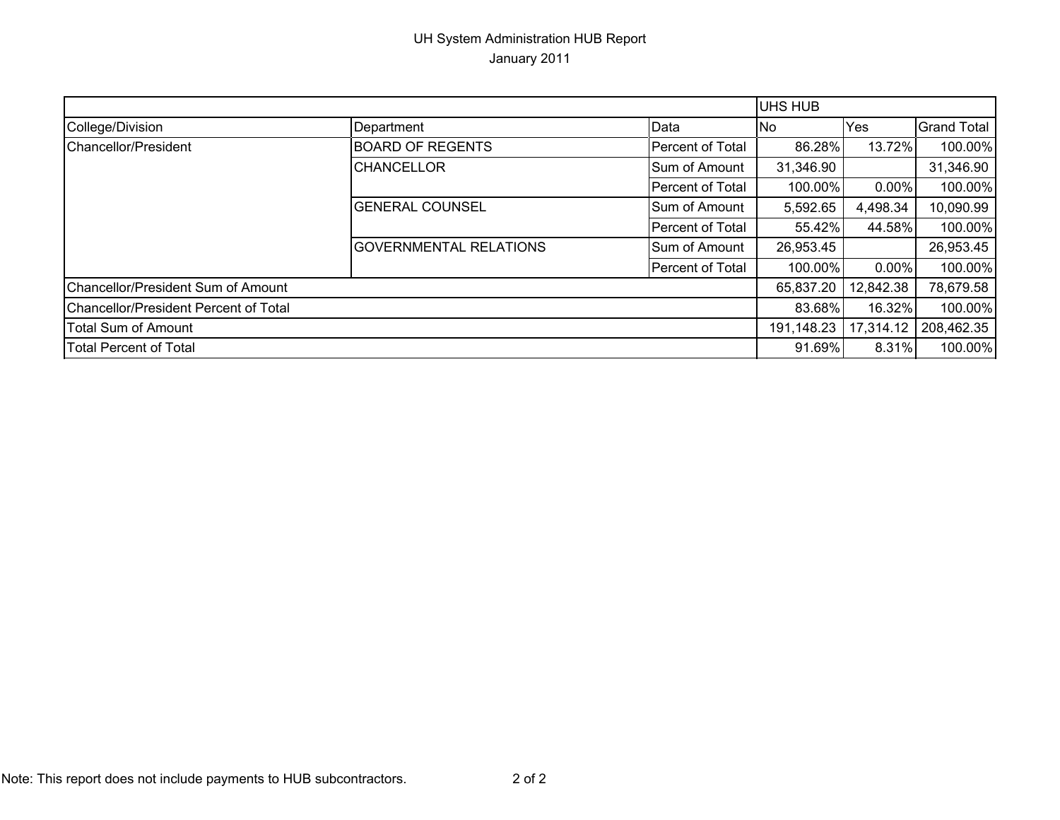# UH System Administration HUB Report

January 2011

| | | | UHS HUB | | |
|---|---|---|---|---|---|
| College/Division | Department | Data | No | Yes | Grand Total |
| Chancellor/President | BOARD OF REGENTS | Percent of Total | 86.28% | 13.72% | 100.00% |
| | CHANCELLOR | Sum of Amount | 31,346.90 | | 31,346.90 |
| | | Percent of Total | 100.00% | 0.00% | 100.00% |
| | GENERAL COUNSEL | Sum of Amount | 5,592.65 | 4,498.34 | 10,090.99 |
| | | Percent of Total | 55.42% | 44.58% | 100.00% |
| | GOVERNMENTAL RELATIONS | Sum of Amount | 26,953.45 | | 26,953.45 |
| | | Percent of Total | 100.00% | 0.00% | 100.00% |
| Chancellor/President Sum of Amount | | | 65,837.20 | 12,842.38 | 78,679.58 |
| Chancellor/President Percent of Total | | | 83.68% | 16.32% | 100.00% |
| Total Sum of Amount | | | 191,148.23 | 17,314.12 | 208,462.35 |
| Total Percent of Total | | | 91.69% | 8.31% | 100.00% |

Note: This report does not include payments to HUB subcontractors.